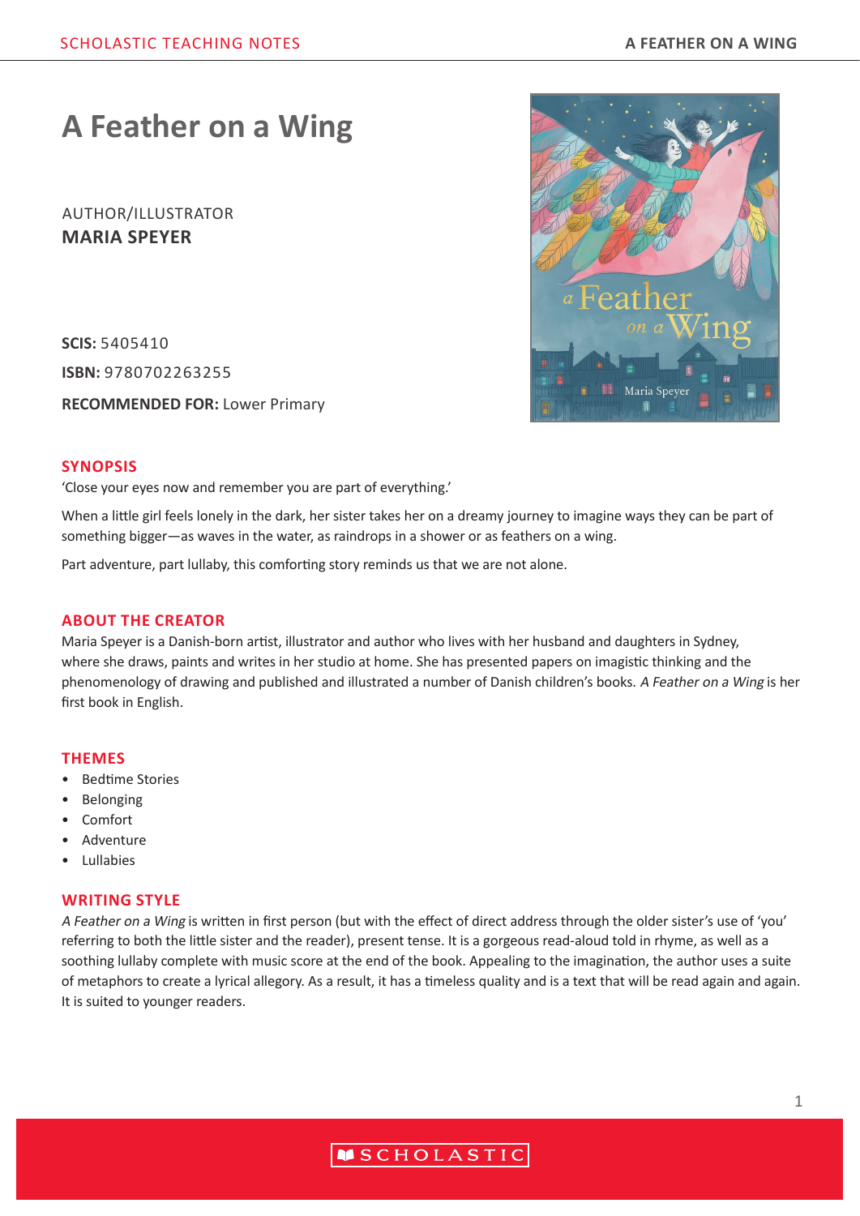# A Feather on a Wing

AUTHOR/ILLUSTRATOR
**MARIA SPEYER**

**SCIS:** 5405410

**ISBN:** 9780702263255

**RECOMMENDED FOR:** Lower Primary

## SYNOPSIS

'Close your eyes now and remember you are part of everything.'

When a little girl feels lonely in the dark, her sister takes her on a dreamy journey to imagine ways they can be part of something bigger—as waves in the water, as raindrops in a shower or as feathers on a wing.

Part adventure, part lullaby, this comforting story reminds us that we are not alone.

## ABOUT THE CREATOR

Maria Speyer is a Danish-born artist, illustrator and author who lives with her husband and daughters in Sydney, where she draws, paints and writes in her studio at home. She has presented papers on imagistic thinking and the phenomenology of drawing and published and illustrated a number of Danish children's books. *A Feather on a Wing* is her first book in English.

## THEMES

- Bedtime Stories
- Belonging
- Comfort
- Adventure
- Lullabies

## WRITING STYLE

*A Feather on a Wing* is written in first person (but with the effect of direct address through the older sister's use of 'you' referring to both the little sister and the reader), present tense. It is a gorgeous read-aloud told in rhyme, as well as a soothing lullaby complete with music score at the end of the book. Appealing to the imagination, the author uses a suite of metaphors to create a lyrical allegory. As a result, it has a timeless quality and is a text that will be read again and again. It is suited to younger readers.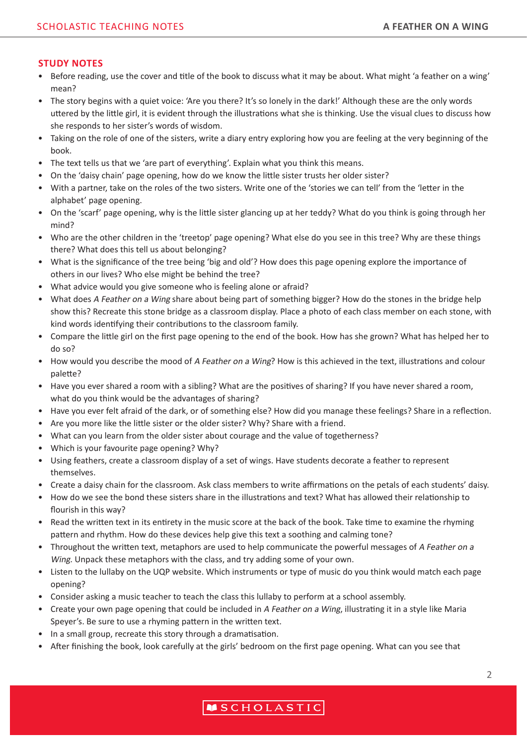## STUDY NOTES

- Before reading, use the cover and title of the book to discuss what it may be about. What might 'a feather on a wing' mean?
- The story begins with a quiet voice: 'Are you there? It's so lonely in the dark!' Although these are the only words uttered by the little girl, it is evident through the illustrations what she is thinking. Use the visual clues to discuss how she responds to her sister's words of wisdom.
- Taking on the role of one of the sisters, write a diary entry exploring how you are feeling at the very beginning of the book.
- The text tells us that we 'are part of everything'. Explain what you think this means.
- On the 'daisy chain' page opening, how do we know the little sister trusts her older sister?
- With a partner, take on the roles of the two sisters. Write one of the 'stories we can tell' from the 'letter in the alphabet' page opening.
- On the 'scarf' page opening, why is the little sister glancing up at her teddy? What do you think is going through her mind?
- Who are the other children in the 'treetop' page opening? What else do you see in this tree? Why are these things there? What does this tell us about belonging?
- What is the significance of the tree being 'big and old'? How does this page opening explore the importance of others in our lives? Who else might be behind the tree?
- What advice would you give someone who is feeling alone or afraid?
- What does *A Feather on a Wing* share about being part of something bigger? How do the stones in the bridge help show this? Recreate this stone bridge as a classroom display. Place a photo of each class member on each stone, with kind words identifying their contributions to the classroom family.
- Compare the little girl on the first page opening to the end of the book. How has she grown? What has helped her to do so?
- How would you describe the mood of *A Feather on a Wing*? How is this achieved in the text, illustrations and colour palette?
- Have you ever shared a room with a sibling? What are the positives of sharing? If you have never shared a room, what do you think would be the advantages of sharing?
- Have you ever felt afraid of the dark, or of something else? How did you manage these feelings? Share in a reflection.
- Are you more like the little sister or the older sister? Why? Share with a friend.
- What can you learn from the older sister about courage and the value of togetherness?
- Which is your favourite page opening? Why?
- Using feathers, create a classroom display of a set of wings. Have students decorate a feather to represent themselves.
- Create a daisy chain for the classroom. Ask class members to write affirmations on the petals of each students' daisy.
- How do we see the bond these sisters share in the illustrations and text? What has allowed their relationship to flourish in this way?
- Read the written text in its entirety in the music score at the back of the book. Take time to examine the rhyming pattern and rhythm. How do these devices help give this text a soothing and calming tone?
- Throughout the written text, metaphors are used to help communicate the powerful messages of *A Feather on a Wing*. Unpack these metaphors with the class, and try adding some of your own.
- Listen to the lullaby on the UQP website. Which instruments or type of music do you think would match each page opening?
- Consider asking a music teacher to teach the class this lullaby to perform at a school assembly.
- Create your own page opening that could be included in *A Feather on a Wing*, illustrating it in a style like Maria Speyer's. Be sure to use a rhyming pattern in the written text.
- In a small group, recreate this story through a dramatisation.
- After finishing the book, look carefully at the girls' bedroom on the first page opening. What can you see that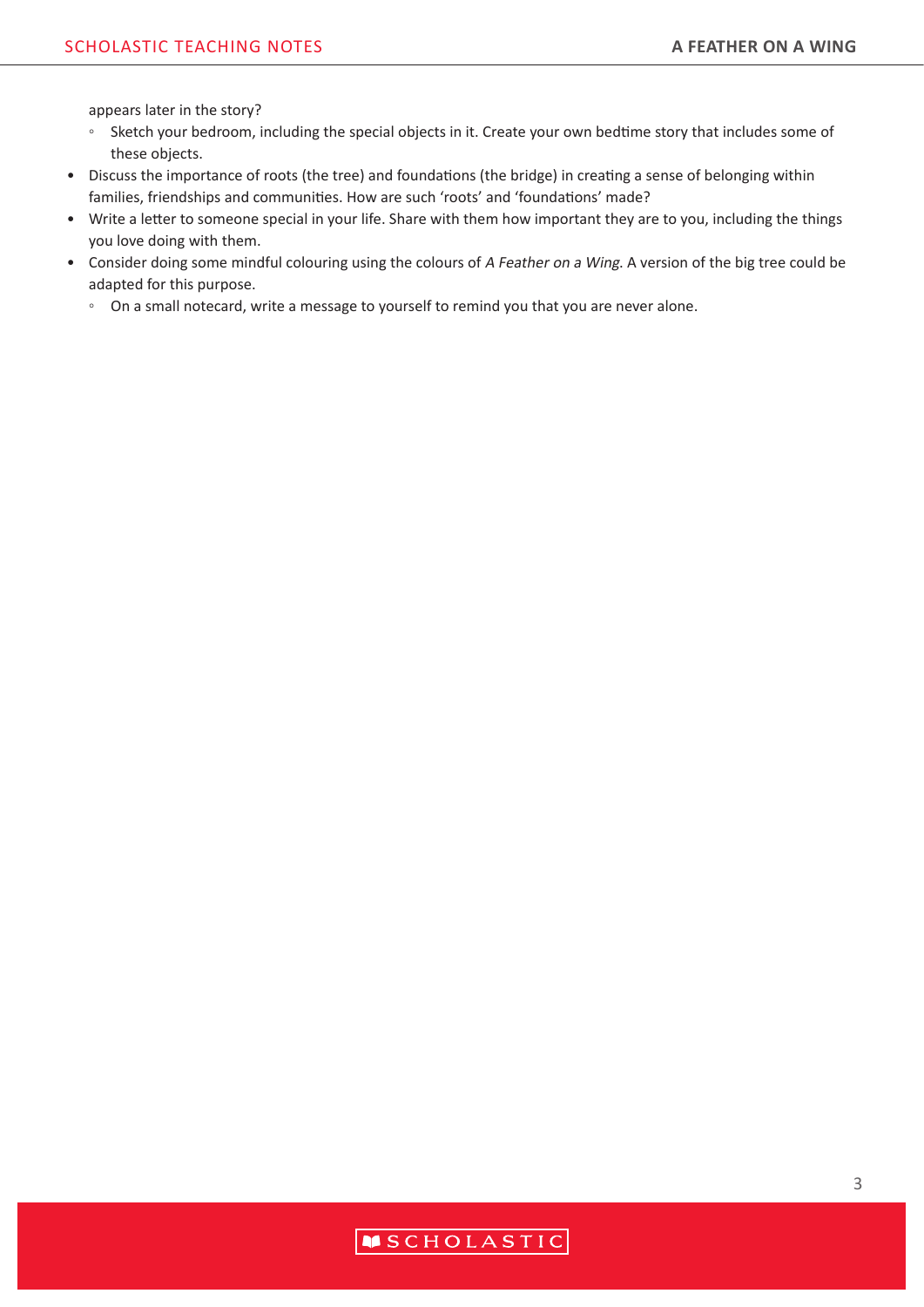appears later in the story?
  - Sketch your bedroom, including the special objects in it. Create your own bedtime story that includes some of these objects.
- Discuss the importance of roots (the tree) and foundations (the bridge) in creating a sense of belonging within families, friendships and communities. How are such 'roots' and 'foundations' made?
- Write a letter to someone special in your life. Share with them how important they are to you, including the things you love doing with them.
- Consider doing some mindful colouring using the colours of *A Feather on a Wing.* A version of the big tree could be adapted for this purpose.
  - On a small notecard, write a message to yourself to remind you that you are never alone.